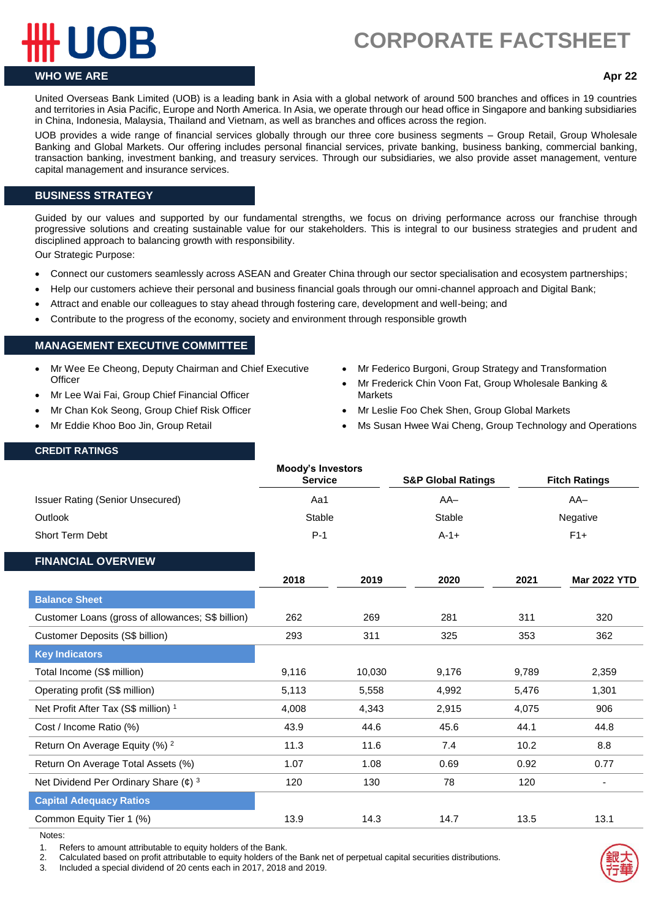# UOB

# CORPORATE FACTSHEET

## WHO WE ARE

**Apr 22**

United Overseas Bank Limited (UOB) is a leading bank in Asia with a global network of around 500 branches and offices in 19 countries and territories in Asia Pacific, Europe and North America. In Asia, we operate through our head office in Singapore and banking subsidiaries in China, Indonesia, Malaysia, Thailand and Vietnam, as well as branches and offices across the region.

UOB provides a wide range of financial services globally through our three core business segments – Group Retail, Group Wholesale Banking and Global Markets. Our offering includes personal financial services, private banking, business banking, commercial banking, transaction banking, investment banking, and treasury services. Through our subsidiaries, we also provide asset management, venture capital management and insurance services.

## BUSINESS STRATEGY

Guided by our values and supported by our fundamental strengths, we focus on driving performance across our franchise through progressive solutions and creating sustainable value for our stakeholders. This is integral to our business strategies and prudent and disciplined approach to balancing growth with responsibility.

Our Strategic Purpose:

- Connect our customers seamlessly across ASEAN and Greater China through our sector specialisation and ecosystem partnerships;
- Help our customers achieve their personal and business financial goals through our omni-channel approach and Digital Bank;
- Attract and enable our colleagues to stay ahead through fostering care, development and well-being; and
- Contribute to the progress of the economy, society and environment through responsible growth

## MANAGEMENT EXECUTIVE COMMITTEE

- Mr Wee Ee Cheong, Deputy Chairman and Chief Executive Officer
- Mr Lee Wai Fai, Group Chief Financial Officer
- Mr Chan Kok Seong, Group Chief Risk Officer
- Mr Eddie Khoo Boo Jin, Group Retail
- Mr Federico Burgoni, Group Strategy and Transformation
- Mr Frederick Chin Voon Fat, Group Wholesale Banking & Markets
- Mr Leslie Foo Chek Shen, Group Global Markets
- Ms Susan Hwee Wai Cheng, Group Technology and Operations

## CREDIT RATINGS

| | Moody's Investors Service | S&P Global Ratings | Fitch Ratings |
|---|---|---|---|
| Issuer Rating (Senior Unsecured) | Aa1 | AA– | AA– |
| Outlook | Stable | Stable | Negative |
| Short Term Debt | P-1 | A-1+ | F1+ |

## FINANCIAL OVERVIEW

| | 2018 | 2019 | 2020 | 2021 | Mar 2022 YTD |
|---|---|---|---|---|---|
| **Balance Sheet** | | | | | |
| Customer Loans (gross of allowances; S$ billion) | 262 | 269 | 281 | 311 | 320 |
| Customer Deposits (S$ billion) | 293 | 311 | 325 | 353 | 362 |
| **Key Indicators** | | | | | |
| Total Income (S$ million) | 9,116 | 10,030 | 9,176 | 9,789 | 2,359 |
| Operating profit (S$ million) | 5,113 | 5,558 | 4,992 | 5,476 | 1,301 |
| Net Profit After Tax (S$ million) [1] | 4,008 | 4,343 | 2,915 | 4,075 | 906 |
| Cost / Income Ratio (%) | 43.9 | 44.6 | 45.6 | 44.1 | 44.8 |
| Return On Average Equity (%) [2] | 11.3 | 11.6 | 7.4 | 10.2 | 8.8 |
| Return On Average Total Assets (%) | 1.07 | 1.08 | 0.69 | 0.92 | 0.77 |
| Net Dividend Per Ordinary Share (¢) [3] | 120 | 130 | 78 | 120 | - |
| **Capital Adequacy Ratios** | | | | | |
| Common Equity Tier 1 (%) | 13.9 | 14.3 | 14.7 | 13.5 | 13.1 |

Notes:

1. Refers to amount attributable to equity holders of the Bank.
2. Calculated based on profit attributable to equity holders of the Bank net of perpetual capital securities distributions.
3. Included a special dividend of 20 cents each in 2017, 2018 and 2019.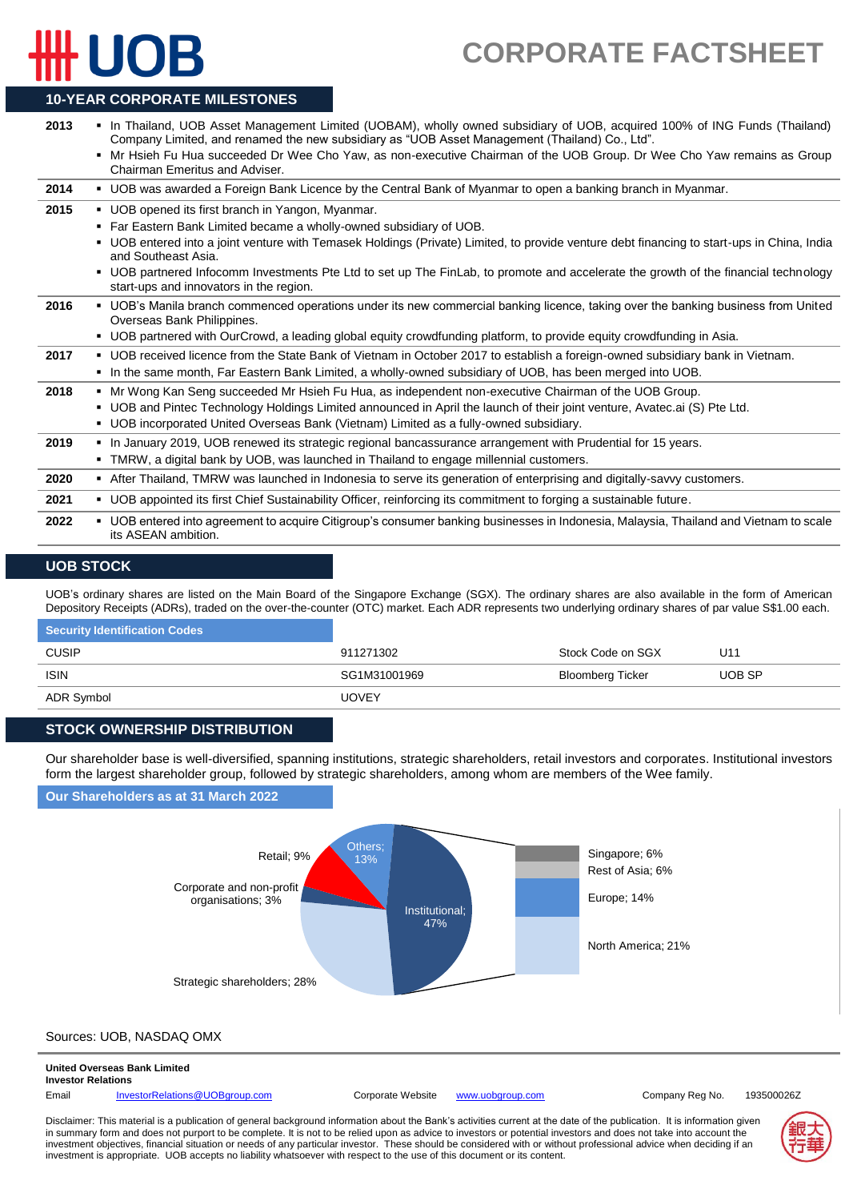# UOB

# CORPORATE FACTSHEET

## 10-YEAR CORPORATE MILESTONES

| | |
|---|---|
| 2013 | ▪ In Thailand, UOB Asset Management Limited (UOBAM), wholly owned subsidiary of UOB, acquired 100% of ING Funds (Thailand) Company Limited, and renamed the new subsidiary as "UOB Asset Management (Thailand) Co., Ltd".<br>▪ Mr Hsieh Fu Hua succeeded Dr Wee Cho Yaw, as non-executive Chairman of the UOB Group. Dr Wee Cho Yaw remains as Group Chairman Emeritus and Adviser. |
| 2014 | ▪ UOB was awarded a Foreign Bank Licence by the Central Bank of Myanmar to open a banking branch in Myanmar. |
| 2015 | ▪ UOB opened its first branch in Yangon, Myanmar.<br>▪ Far Eastern Bank Limited became a wholly-owned subsidiary of UOB.<br>▪ UOB entered into a joint venture with Temasek Holdings (Private) Limited, to provide venture debt financing to start-ups in China, India and Southeast Asia.<br>▪ UOB partnered Infocomm Investments Pte Ltd to set up The FinLab, to promote and accelerate the growth of the financial technology start-ups and innovators in the region. |
| 2016 | ▪ UOB's Manila branch commenced operations under its new commercial banking licence, taking over the banking business from United Overseas Bank Philippines.<br>▪ UOB partnered with OurCrowd, a leading global equity crowdfunding platform, to provide equity crowdfunding in Asia. |
| 2017 | ▪ UOB received licence from the State Bank of Vietnam in October 2017 to establish a foreign-owned subsidiary bank in Vietnam.<br>▪ In the same month, Far Eastern Bank Limited, a wholly-owned subsidiary of UOB, has been merged into UOB. |
| 2018 | ▪ Mr Wong Kan Seng succeeded Mr Hsieh Fu Hua, as independent non-executive Chairman of the UOB Group.<br>▪ UOB and Pintec Technology Holdings Limited announced in April the launch of their joint venture, Avatec.ai (S) Pte Ltd.<br>▪ UOB incorporated United Overseas Bank (Vietnam) Limited as a fully-owned subsidiary. |
| 2019 | ▪ In January 2019, UOB renewed its strategic regional bancassurance arrangement with Prudential for 15 years.<br>▪ TMRW, a digital bank by UOB, was launched in Thailand to engage millennial customers. |
| 2020 | ▪ After Thailand, TMRW was launched in Indonesia to serve its generation of enterprising and digitally-savvy customers. |
| 2021 | ▪ UOB appointed its first Chief Sustainability Officer, reinforcing its commitment to forging a sustainable future. |
| 2022 | ▪ UOB entered into agreement to acquire Citigroup's consumer banking businesses in Indonesia, Malaysia, Thailand and Vietnam to scale its ASEAN ambition. |

## UOB STOCK

UOB's ordinary shares are listed on the Main Board of the Singapore Exchange (SGX). The ordinary shares are also available in the form of American Depository Receipts (ADRs), traded on the over-the-counter (OTC) market. Each ADR represents two underlying ordinary shares of par value S$1.00 each.

| Security Identification Codes | | | |
|---|---|---|---|
| CUSIP | 911271302 | Stock Code on SGX | U11 |
| ISIN | SG1M31001969 | Bloomberg Ticker | UOB SP |
| ADR Symbol | UOVEY | | |

## STOCK OWNERSHIP DISTRIBUTION

Our shareholder base is well-diversified, spanning institutions, strategic shareholders, retail investors and corporates. Institutional investors form the largest shareholder group, followed by strategic shareholders, among whom are members of the Wee family.

**Our Shareholders as at 31 March 2022**

Others; 13%
Retail; 9%
Corporate and non-profit organisations; 3%
Strategic shareholders; 28%
Institutional; 47%
Singapore; 6%
Rest of Asia; 6%
Europe; 14%
North America; 21%

Sources: UOB, NASDAQ OMX

**United Overseas Bank Limited**
**Investor Relations**
Email InvestorRelations@UOBgroup.com Corporate Website www.uobgroup.com Company Reg No. 193500026Z

Disclaimer: This material is a publication of general background information about the Bank's activities current at the date of the publication. It is information given in summary form and does not purport to be complete. It is not to be relied upon as advice to investors or potential investors and does not take into account the investment objectives, financial situation or needs of any particular investor. These should be considered with or without professional advice when deciding if an investment is appropriate. UOB accepts no liability whatsoever with respect to the use of this document or its content.